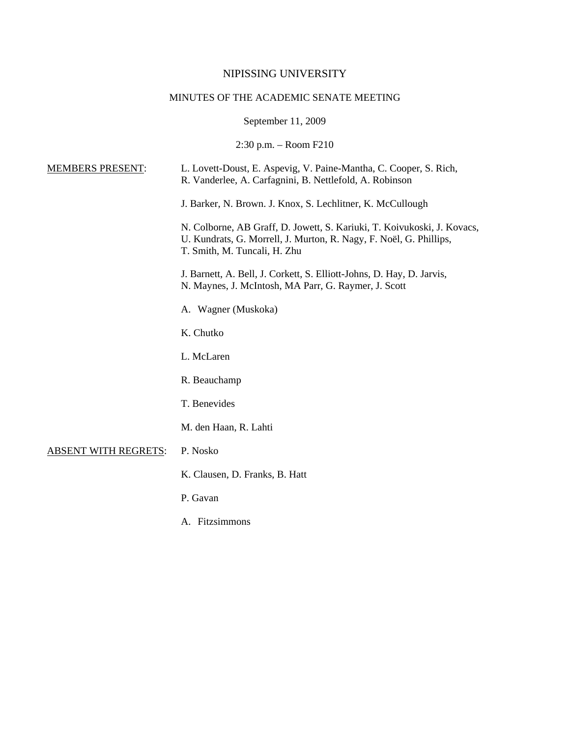NIPISSING UNIVERSITY

MINUTES OF THE ACADEMIC SENATE MEETING

September 11, 2009

2:30 p.m. – Room F210

MEMBERS PRESENT:

L. Lovett-Doust, E. Aspevig, V. Paine-Mantha, C. Cooper, S. Rich, R. Vanderlee, A. Carfagnini, B. Nettlefold, A. Robinson

J. Barker, N. Brown. J. Knox, S. Lechlitner, K. McCullough

N. Colborne, AB Graff, D. Jowett, S. Kariuki, T. Koivukoski, J. Kovacs, U. Kundrats, G. Morrell, J. Murton, R. Nagy, F. Noël, G. Phillips, T. Smith, M. Tuncali, H. Zhu

J. Barnett, A. Bell, J. Corkett, S. Elliott-Johns, D. Hay, D. Jarvis, N. Maynes, J. McIntosh, MA Parr, G. Raymer, J. Scott

A. Wagner (Muskoka)

K. Chutko

L. McLaren

R. Beauchamp

T. Benevides

M. den Haan, R. Lahti

ABSENT WITH REGRETS:

P. Nosko

K. Clausen, D. Franks, B. Hatt

P. Gavan

A. Fitzsimmons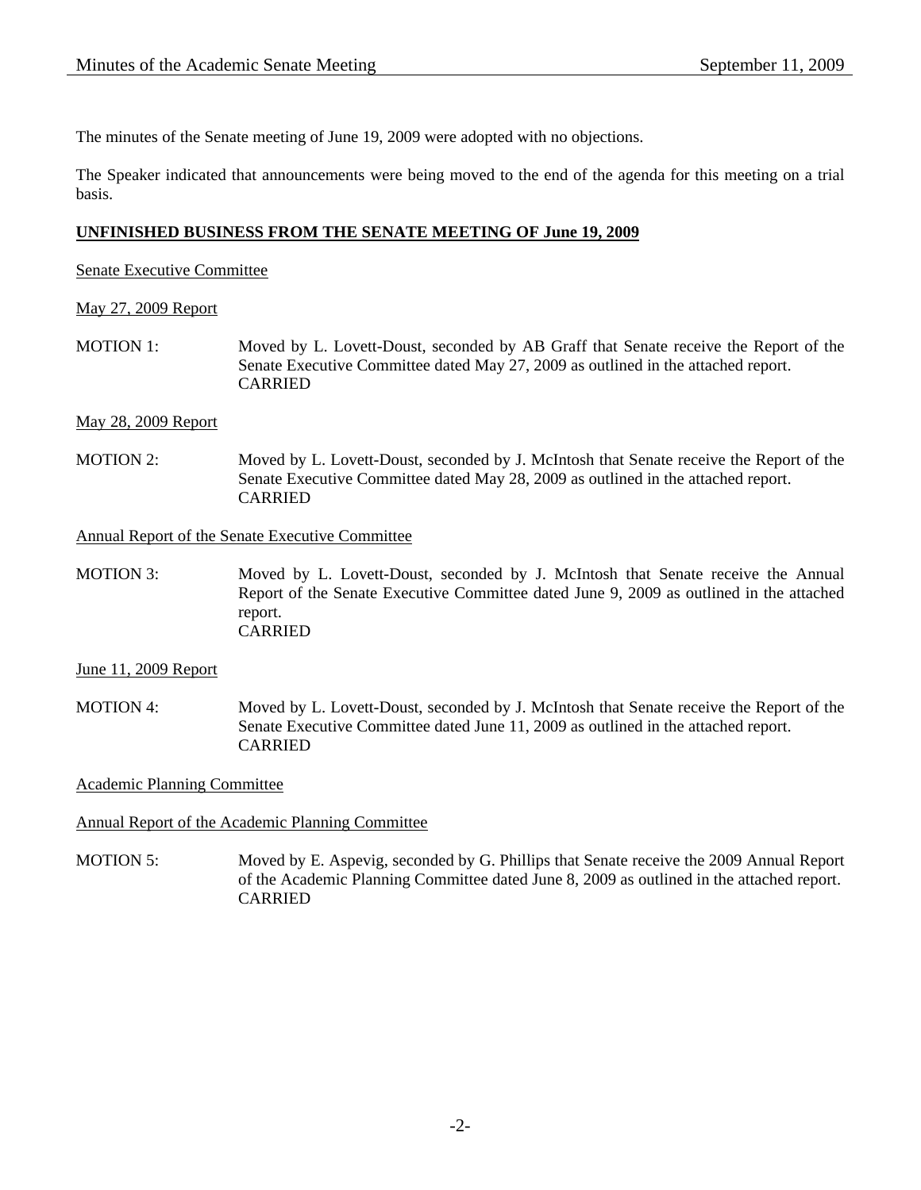The minutes of the Senate meeting of June 19, 2009 were adopted with no objections.

The Speaker indicated that announcements were being moved to the end of the agenda for this meeting on a trial basis.

## UNFINISHED BUSINESS FROM THE SENATE MEETING OF June 19, 2009

### Senate Executive Committee

#### May 27, 2009 Report

MOTION 1: Moved by L. Lovett-Doust, seconded by AB Graff that Senate receive the Report of the Senate Executive Committee dated May 27, 2009 as outlined in the attached report.
CARRIED

#### May 28, 2009 Report

MOTION 2: Moved by L. Lovett-Doust, seconded by J. McIntosh that Senate receive the Report of the Senate Executive Committee dated May 28, 2009 as outlined in the attached report.
CARRIED

#### Annual Report of the Senate Executive Committee

MOTION 3: Moved by L. Lovett-Doust, seconded by J. McIntosh that Senate receive the Annual Report of the Senate Executive Committee dated June 9, 2009 as outlined in the attached report.
CARRIED

#### June 11, 2009 Report

MOTION 4: Moved by L. Lovett-Doust, seconded by J. McIntosh that Senate receive the Report of the Senate Executive Committee dated June 11, 2009 as outlined in the attached report.
CARRIED

### Academic Planning Committee

#### Annual Report of the Academic Planning Committee

MOTION 5: Moved by E. Aspevig, seconded by G. Phillips that Senate receive the 2009 Annual Report of the Academic Planning Committee dated June 8, 2009 as outlined in the attached report.
CARRIED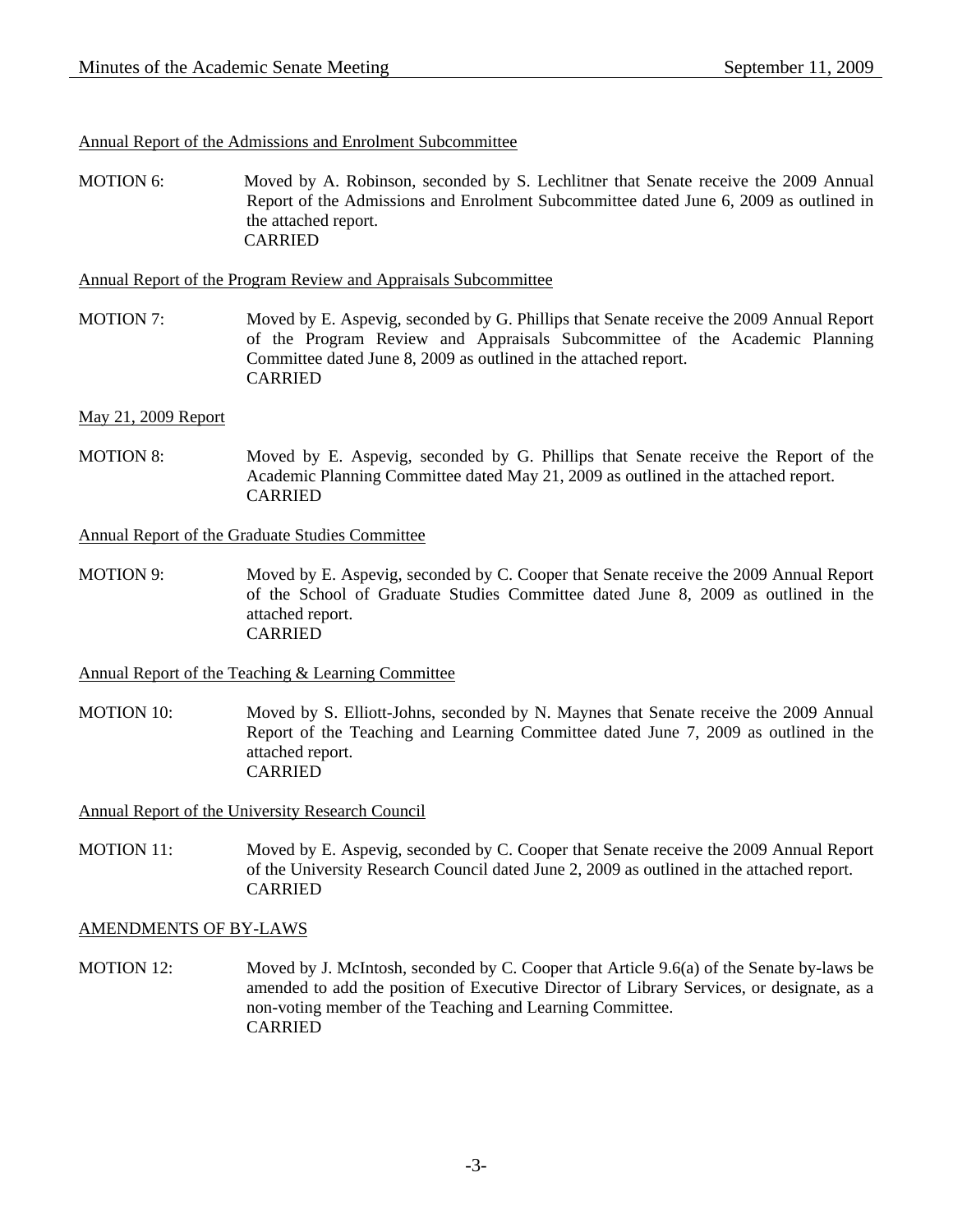Annual Report of the Admissions and Enrolment Subcommittee

MOTION 6: Moved by A. Robinson, seconded by S. Lechlitner that Senate receive the 2009 Annual Report of the Admissions and Enrolment Subcommittee dated June 6, 2009 as outlined in the attached report.
CARRIED

Annual Report of the Program Review and Appraisals Subcommittee

MOTION 7: Moved by E. Aspevig, seconded by G. Phillips that Senate receive the 2009 Annual Report of the Program Review and Appraisals Subcommittee of the Academic Planning Committee dated June 8, 2009 as outlined in the attached report.
CARRIED

May 21, 2009 Report

MOTION 8: Moved by E. Aspevig, seconded by G. Phillips that Senate receive the Report of the Academic Planning Committee dated May 21, 2009 as outlined in the attached report.
CARRIED

Annual Report of the Graduate Studies Committee

MOTION 9: Moved by E. Aspevig, seconded by C. Cooper that Senate receive the 2009 Annual Report of the School of Graduate Studies Committee dated June 8, 2009 as outlined in the attached report.
CARRIED

Annual Report of the Teaching & Learning Committee

MOTION 10: Moved by S. Elliott-Johns, seconded by N. Maynes that Senate receive the 2009 Annual Report of the Teaching and Learning Committee dated June 7, 2009 as outlined in the attached report.
CARRIED

Annual Report of the University Research Council

MOTION 11: Moved by E. Aspevig, seconded by C. Cooper that Senate receive the 2009 Annual Report of the University Research Council dated June 2, 2009 as outlined in the attached report.
CARRIED

AMENDMENTS OF BY-LAWS

MOTION 12: Moved by J. McIntosh, seconded by C. Cooper that Article 9.6(a) of the Senate by-laws be amended to add the position of Executive Director of Library Services, or designate, as a non-voting member of the Teaching and Learning Committee.
CARRIED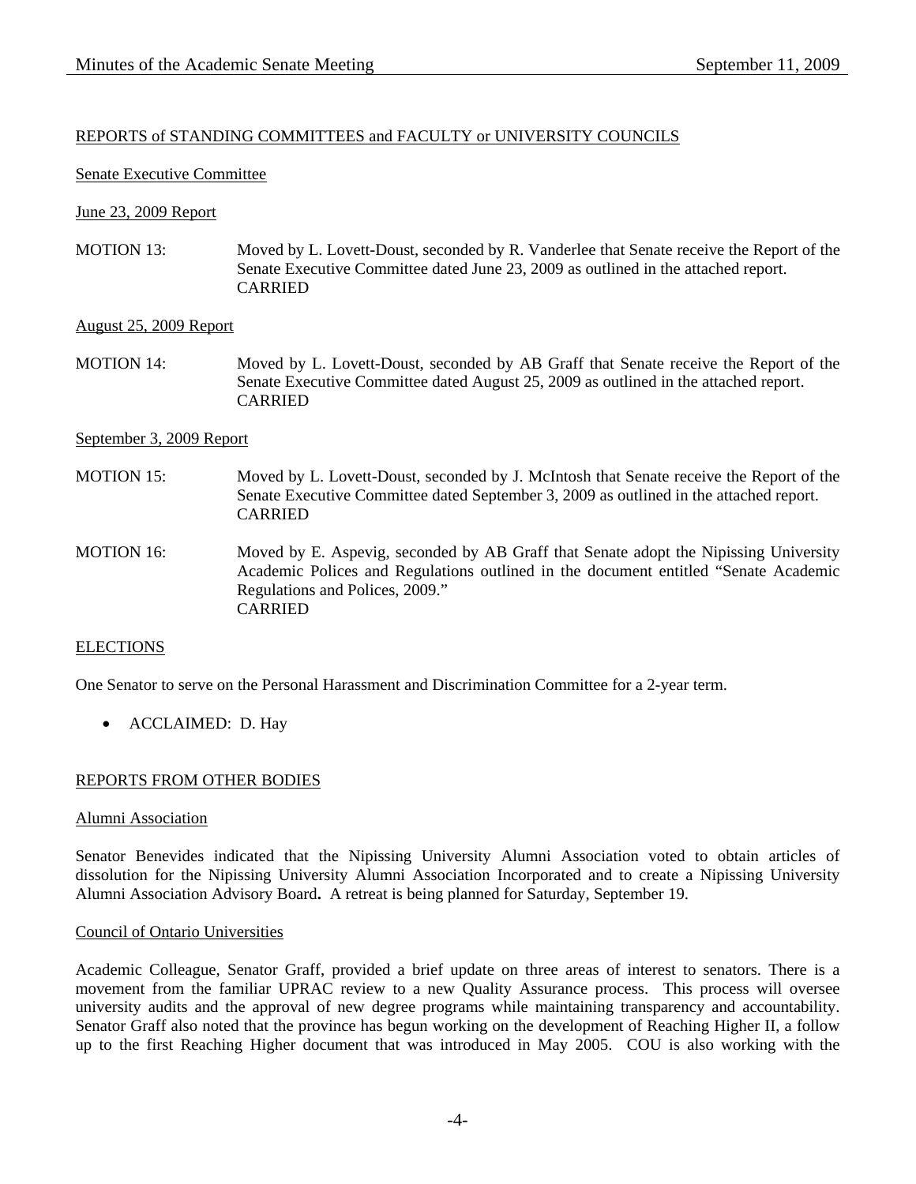## REPORTS of STANDING COMMITTEES and FACULTY or UNIVERSITY COUNCILS

### Senate Executive Committee

#### June 23, 2009 Report

MOTION 13: Moved by L. Lovett-Doust, seconded by R. Vanderlee that Senate receive the Report of the Senate Executive Committee dated June 23, 2009 as outlined in the attached report.
CARRIED

#### August 25, 2009 Report

MOTION 14: Moved by L. Lovett-Doust, seconded by AB Graff that Senate receive the Report of the Senate Executive Committee dated August 25, 2009 as outlined in the attached report.
CARRIED

#### September 3, 2009 Report

MOTION 15: Moved by L. Lovett-Doust, seconded by J. McIntosh that Senate receive the Report of the Senate Executive Committee dated September 3, 2009 as outlined in the attached report.
CARRIED

MOTION 16: Moved by E. Aspevig, seconded by AB Graff that Senate adopt the Nipissing University Academic Polices and Regulations outlined in the document entitled "Senate Academic Regulations and Polices, 2009."
CARRIED

## ELECTIONS

One Senator to serve on the Personal Harassment and Discrimination Committee for a 2-year term.

- ACCLAIMED: D. Hay

## REPORTS FROM OTHER BODIES

### Alumni Association

Senator Benevides indicated that the Nipissing University Alumni Association voted to obtain articles of dissolution for the Nipissing University Alumni Association Incorporated and to create a Nipissing University Alumni Association Advisory Board**.** A retreat is being planned for Saturday, September 19.

### Council of Ontario Universities

Academic Colleague, Senator Graff, provided a brief update on three areas of interest to senators. There is a movement from the familiar UPRAC review to a new Quality Assurance process. This process will oversee university audits and the approval of new degree programs while maintaining transparency and accountability. Senator Graff also noted that the province has begun working on the development of Reaching Higher II, a follow up to the first Reaching Higher document that was introduced in May 2005. COU is also working with the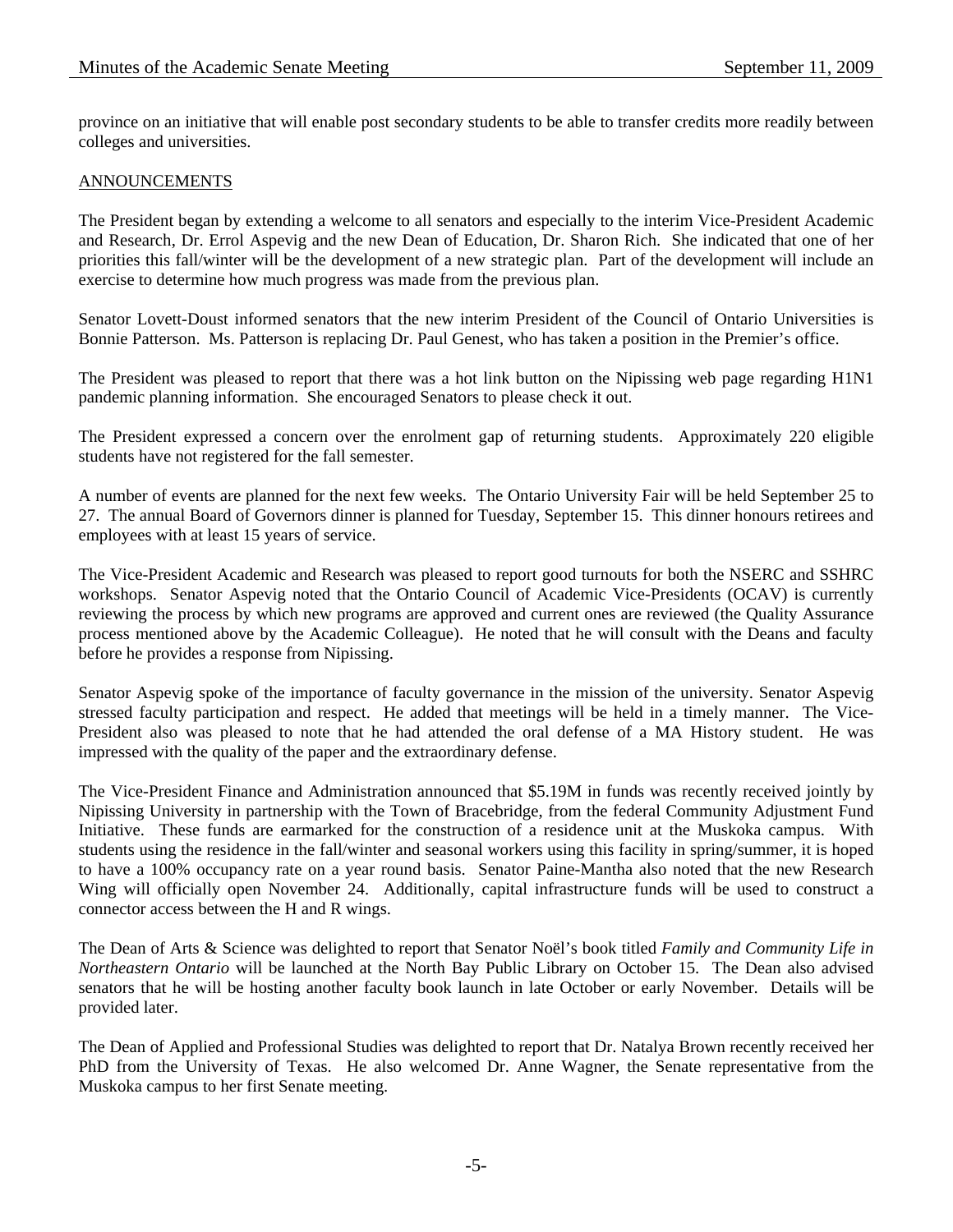province on an initiative that will enable post secondary students to be able to transfer credits more readily between colleges and universities.

ANNOUNCEMENTS

The President began by extending a welcome to all senators and especially to the interim Vice-President Academic and Research, Dr. Errol Aspevig and the new Dean of Education, Dr. Sharon Rich. She indicated that one of her priorities this fall/winter will be the development of a new strategic plan. Part of the development will include an exercise to determine how much progress was made from the previous plan.

Senator Lovett-Doust informed senators that the new interim President of the Council of Ontario Universities is Bonnie Patterson. Ms. Patterson is replacing Dr. Paul Genest, who has taken a position in the Premier's office.

The President was pleased to report that there was a hot link button on the Nipissing web page regarding H1N1 pandemic planning information. She encouraged Senators to please check it out.

The President expressed a concern over the enrolment gap of returning students. Approximately 220 eligible students have not registered for the fall semester.

A number of events are planned for the next few weeks. The Ontario University Fair will be held September 25 to 27. The annual Board of Governors dinner is planned for Tuesday, September 15. This dinner honours retirees and employees with at least 15 years of service.

The Vice-President Academic and Research was pleased to report good turnouts for both the NSERC and SSHRC workshops. Senator Aspevig noted that the Ontario Council of Academic Vice-Presidents (OCAV) is currently reviewing the process by which new programs are approved and current ones are reviewed (the Quality Assurance process mentioned above by the Academic Colleague). He noted that he will consult with the Deans and faculty before he provides a response from Nipissing.

Senator Aspevig spoke of the importance of faculty governance in the mission of the university. Senator Aspevig stressed faculty participation and respect. He added that meetings will be held in a timely manner. The Vice-President also was pleased to note that he had attended the oral defense of a MA History student. He was impressed with the quality of the paper and the extraordinary defense.

The Vice-President Finance and Administration announced that $5.19M in funds was recently received jointly by Nipissing University in partnership with the Town of Bracebridge, from the federal Community Adjustment Fund Initiative. These funds are earmarked for the construction of a residence unit at the Muskoka campus. With students using the residence in the fall/winter and seasonal workers using this facility in spring/summer, it is hoped to have a 100% occupancy rate on a year round basis. Senator Paine-Mantha also noted that the new Research Wing will officially open November 24. Additionally, capital infrastructure funds will be used to construct a connector access between the H and R wings.

The Dean of Arts & Science was delighted to report that Senator Noël's book titled *Family and Community Life in Northeastern Ontario* will be launched at the North Bay Public Library on October 15. The Dean also advised senators that he will be hosting another faculty book launch in late October or early November. Details will be provided later.

The Dean of Applied and Professional Studies was delighted to report that Dr. Natalya Brown recently received her PhD from the University of Texas. He also welcomed Dr. Anne Wagner, the Senate representative from the Muskoka campus to her first Senate meeting.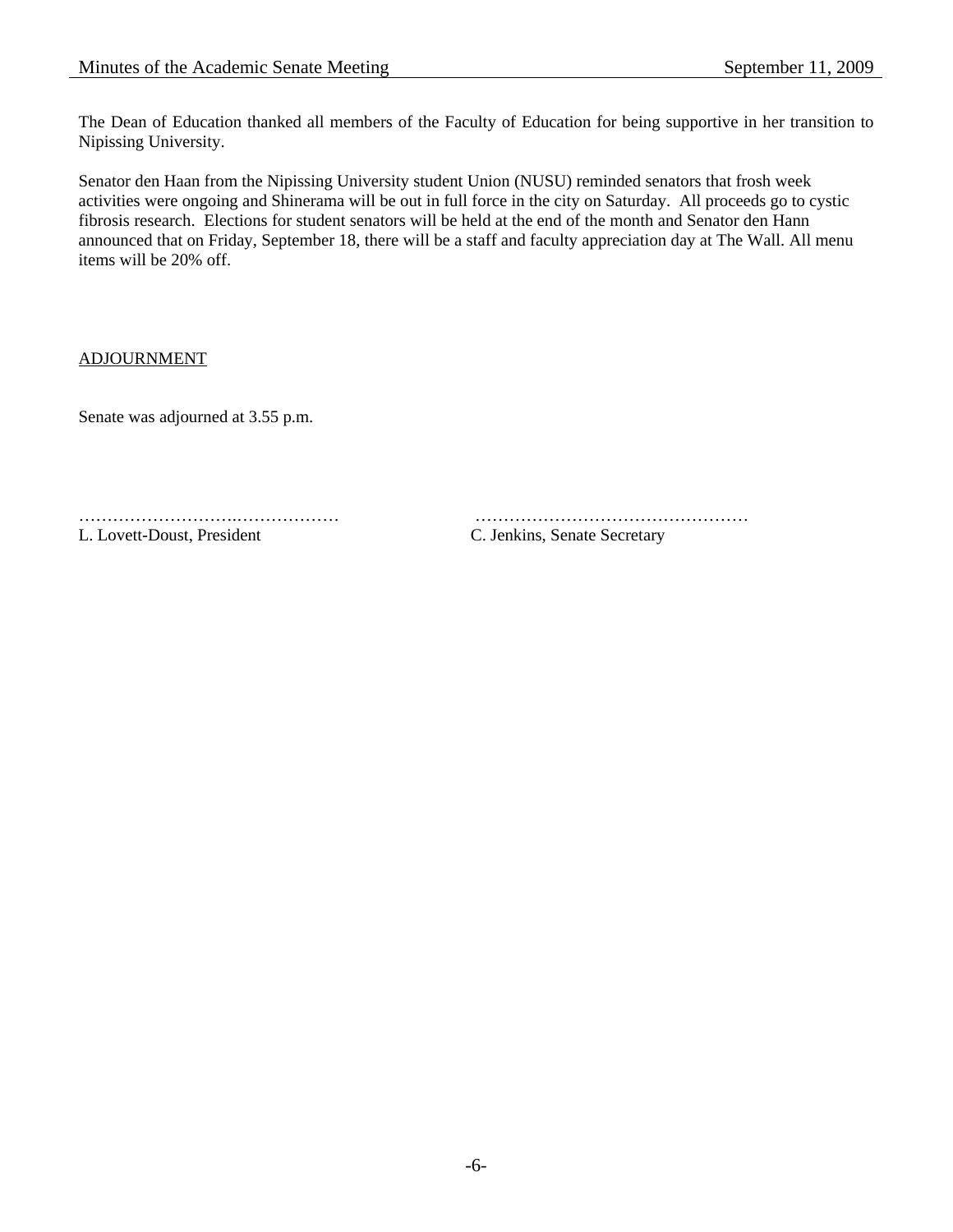The Dean of Education thanked all members of the Faculty of Education for being supportive in her transition to Nipissing University.

Senator den Haan from the Nipissing University student Union (NUSU) reminded senators that frosh week activities were ongoing and Shinerama will be out in full force in the city on Saturday. All proceeds go to cystic fibrosis research. Elections for student senators will be held at the end of the month and Senator den Hann announced that on Friday, September 18, there will be a staff and faculty appreciation day at The Wall. All menu items will be 20% off.

ADJOURNMENT

Senate was adjourned at 3.55 p.m.

……………………….……………… ………………………………………… 
L. Lovett-Doust, President C. Jenkins, Senate Secretary